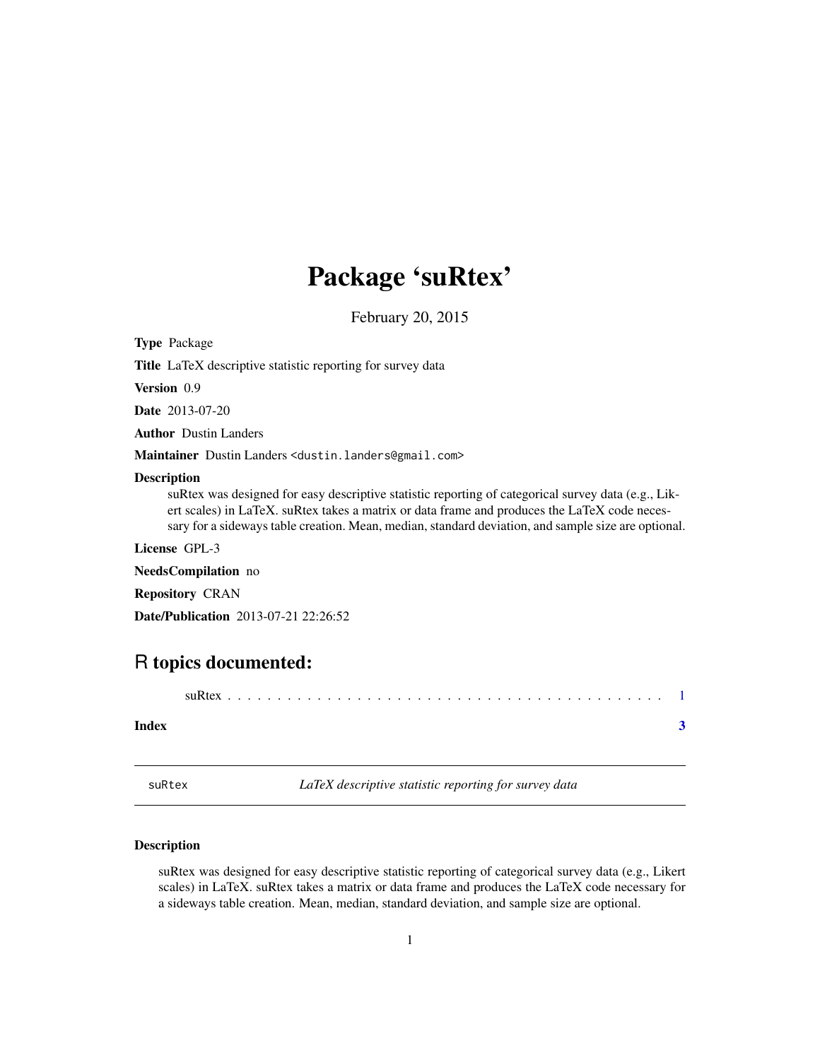# Package 'suRtex'

February 20, 2015

**Type** Package

**Title** LaTeX descriptive statistic reporting for survey data

**Version** 0.9

**Date** 2013-07-20

**Author** Dustin Landers

**Maintainer** Dustin Landers <dustin.landers@gmail.com>

**Description**
suRtex was designed for easy descriptive statistic reporting of categorical survey data (e.g., Likert scales) in LaTeX. suRtex takes a matrix or data frame and produces the LaTeX code necessary for a sideways table creation. Mean, median, standard deviation, and sample size are optional.

**License** GPL-3

**NeedsCompilation** no

**Repository** CRAN

**Date/Publication** 2013-07-21 22:26:52

## R topics documented:

suRtex . . . . . . . . . . . . . . . . . . . . . . . . . . . . . . . . . . . . . . . . . . . 1

**Index** **3**

---

`suRtex` *LaTeX descriptive statistic reporting for survey data*

---

### Description

suRtex was designed for easy descriptive statistic reporting of categorical survey data (e.g., Likert scales) in LaTeX. suRtex takes a matrix or data frame and produces the LaTeX code necessary for a sideways table creation. Mean, median, standard deviation, and sample size are optional.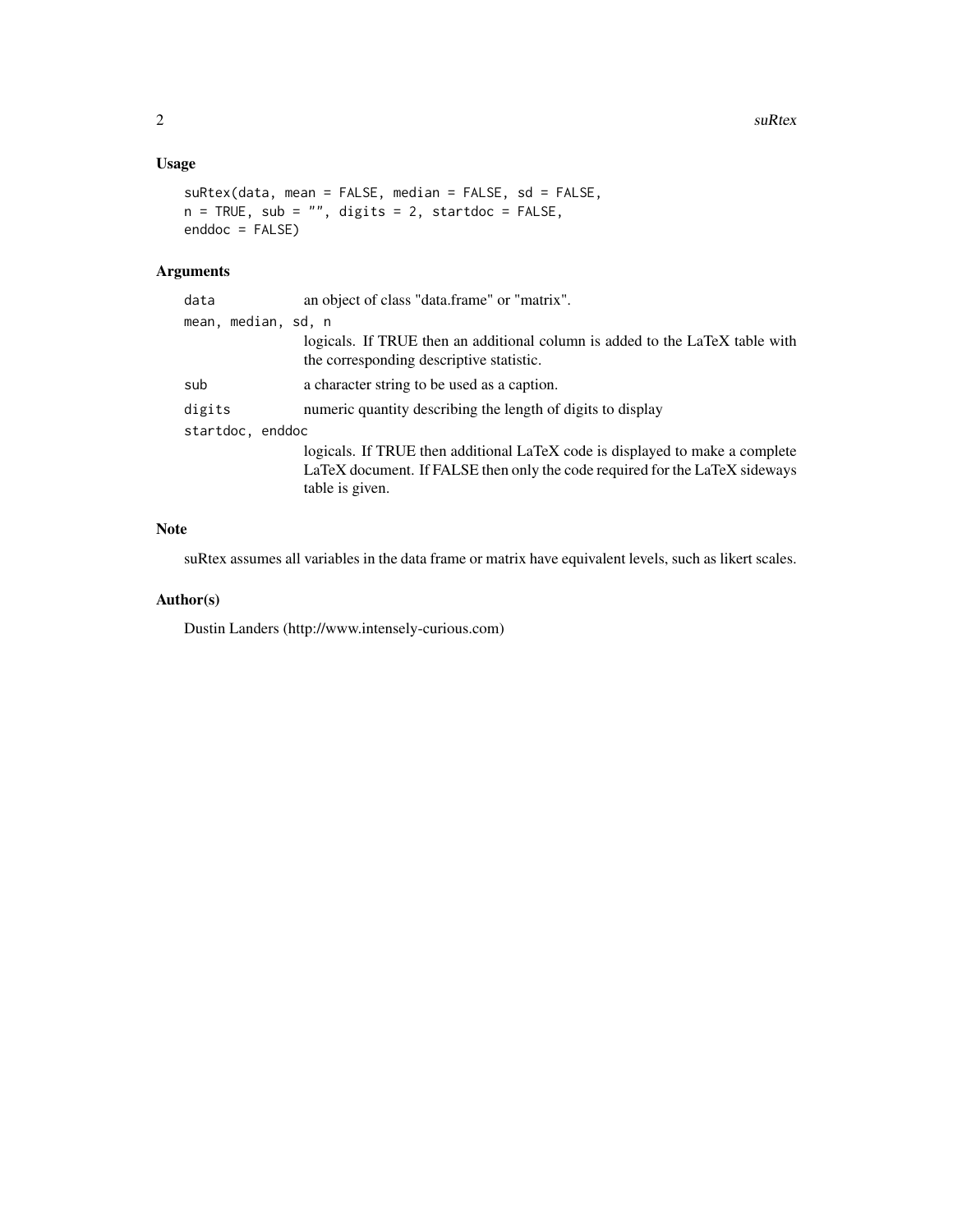## Usage

```
suRtex(data, mean = FALSE, median = FALSE, sd = FALSE,
n = TRUE, sub = "", digits = 2, startdoc = FALSE,
enddoc = FALSE)
```

## Arguments

`data`
: an object of class "data.frame" or "matrix".

`mean, median, sd, n`
: logicals. If TRUE then an additional column is added to the LaTeX table with the corresponding descriptive statistic.

`sub`
: a character string to be used as a caption.

`digits`
: numeric quantity describing the length of digits to display

`startdoc, enddoc`
: logicals. If TRUE then additional LaTeX code is displayed to make a complete LaTeX document. If FALSE then only the code required for the LaTeX sideways table is given.

## Note

suRtex assumes all variables in the data frame or matrix have equivalent levels, such as likert scales.

## Author(s)

Dustin Landers (http://www.intensely-curious.com)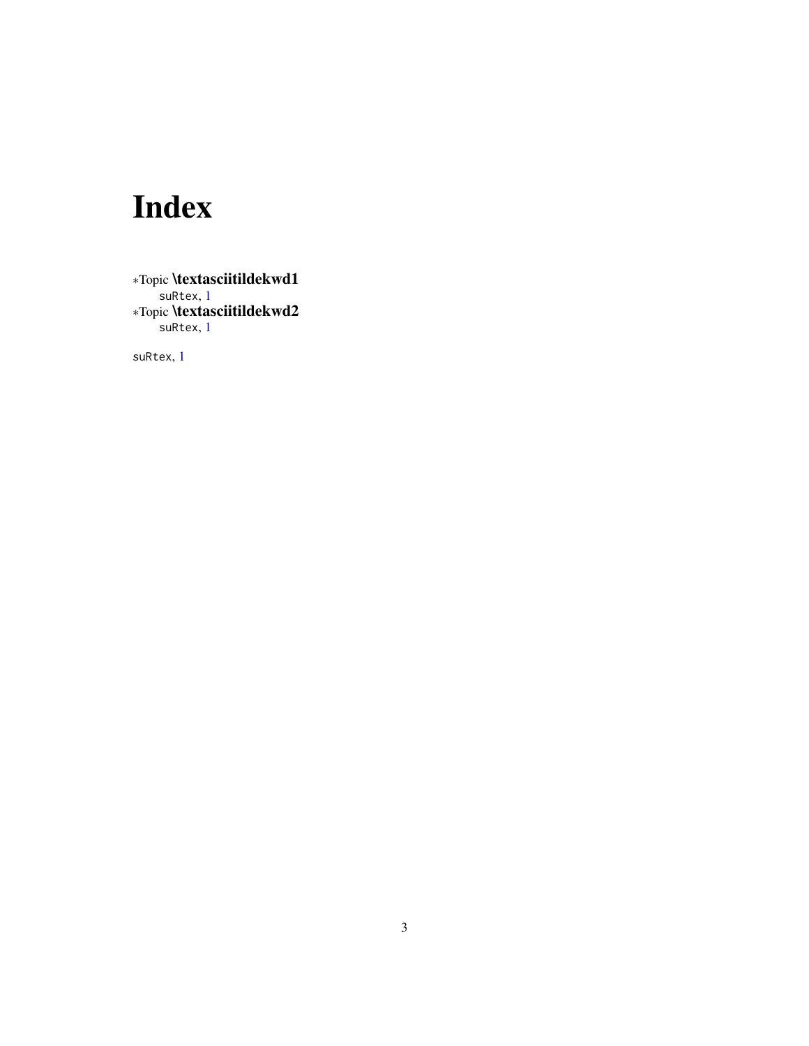# Index

∗Topic **\textasciitildekwd1**
  suRtex, 1
∗Topic **\textasciitildekwd2**
  suRtex, 1

suRtex, 1